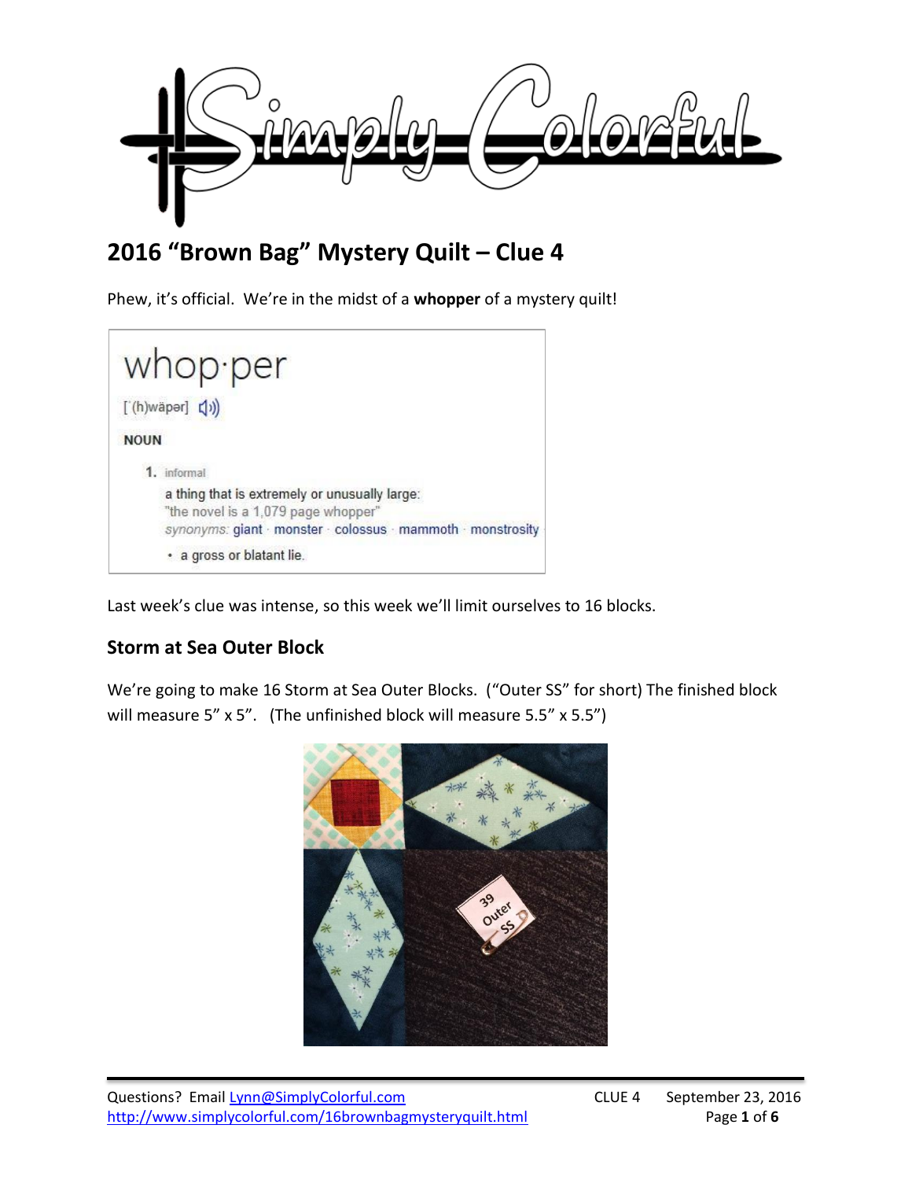# 2016 "Brown Bag" Mystery Quilt – Clue 4

Phew, it's official. We're in the midst of a **whopper** of a mystery quilt!

whop·per

[ˈ(h)wäpər]

NOUN

1. informal

   a thing that is extremely or unusually large:

   "the novel is a 1,079 page whopper"

   synonyms: giant · monster · colossus · mammoth · monstrosity

   - a gross or blatant lie.

Last week's clue was intense, so this week we'll limit ourselves to 16 blocks.

## Storm at Sea Outer Block

We're going to make 16 Storm at Sea Outer Blocks. ("Outer SS" for short) The finished block will measure 5" x 5". (The unfinished block will measure 5.5" x 5.5")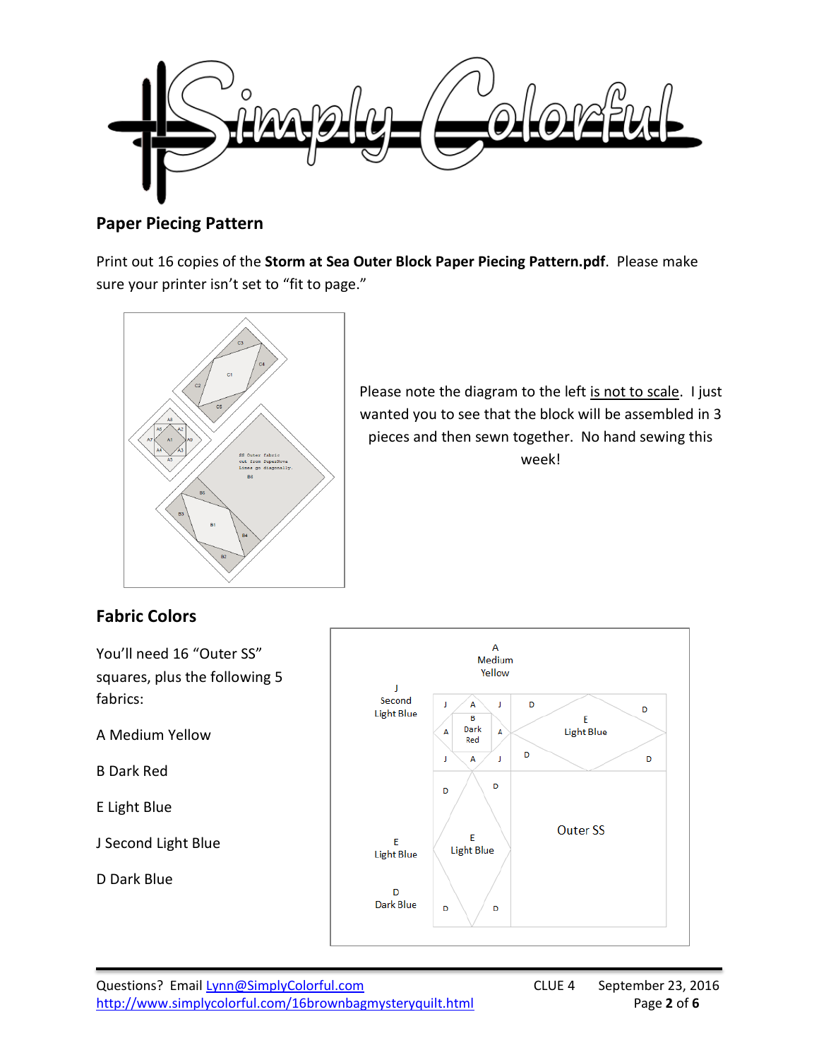## Paper Piecing Pattern

Print out 16 copies of the **Storm at Sea Outer Block Paper Piecing Pattern.pdf**. Please make sure your printer isn't set to "fit to page."

Please note the diagram to the left is not to scale. I just wanted you to see that the block will be assembled in 3 pieces and then sewn together. No hand sewing this week!

## Fabric Colors

You'll need 16 "Outer SS" squares, plus the following 5 fabrics:

A Medium Yellow

B Dark Red

E Light Blue

J Second Light Blue

D Dark Blue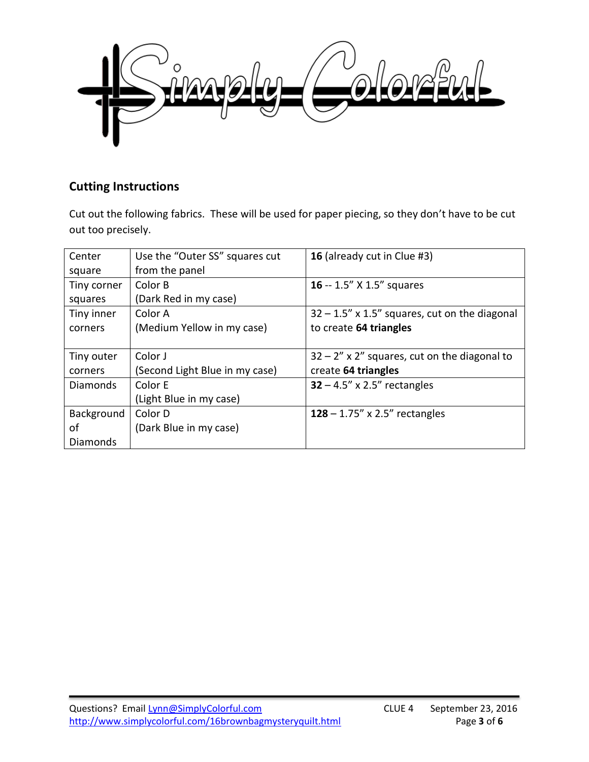## Cutting Instructions

Cut out the following fabrics. These will be used for paper piecing, so they don't have to be cut out too precisely.

| | | |
|---|---|---|
| Center square | Use the "Outer SS" squares cut from the panel | **16** (already cut in Clue #3) |
| Tiny corner squares | Color B<br>(Dark Red in my case) | **16** -- 1.5" X 1.5" squares |
| Tiny inner corners | Color A<br>(Medium Yellow in my case) | 32 – 1.5" x 1.5" squares, cut on the diagonal to create **64 triangles** |
| Tiny outer corners | Color J<br>(Second Light Blue in my case) | 32 – 2" x 2" squares, cut on the diagonal to create **64 triangles** |
| Diamonds | Color E<br>(Light Blue in my case) | **32** – 4.5" x 2.5" rectangles |
| Background of Diamonds | Color D<br>(Dark Blue in my case) | **128** – 1.75" x 2.5" rectangles |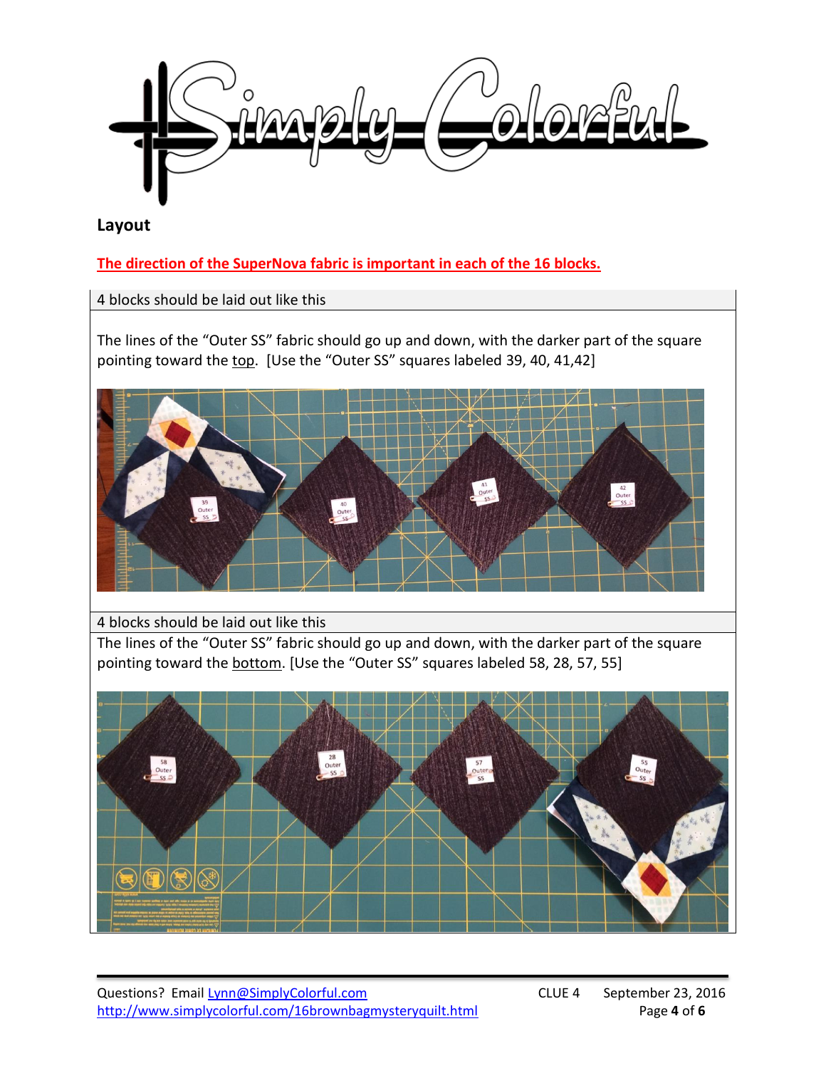## Layout

**The direction of the SuperNova fabric is important in each of the 16 blocks.**

4 blocks should be laid out like this

The lines of the “Outer SS” fabric should go up and down, with the darker part of the square pointing toward the top. [Use the “Outer SS” squares labeled 39, 40, 41,42]

4 blocks should be laid out like this

The lines of the “Outer SS” fabric should go up and down, with the darker part of the square pointing toward the bottom. [Use the “Outer SS” squares labeled 58, 28, 57, 55]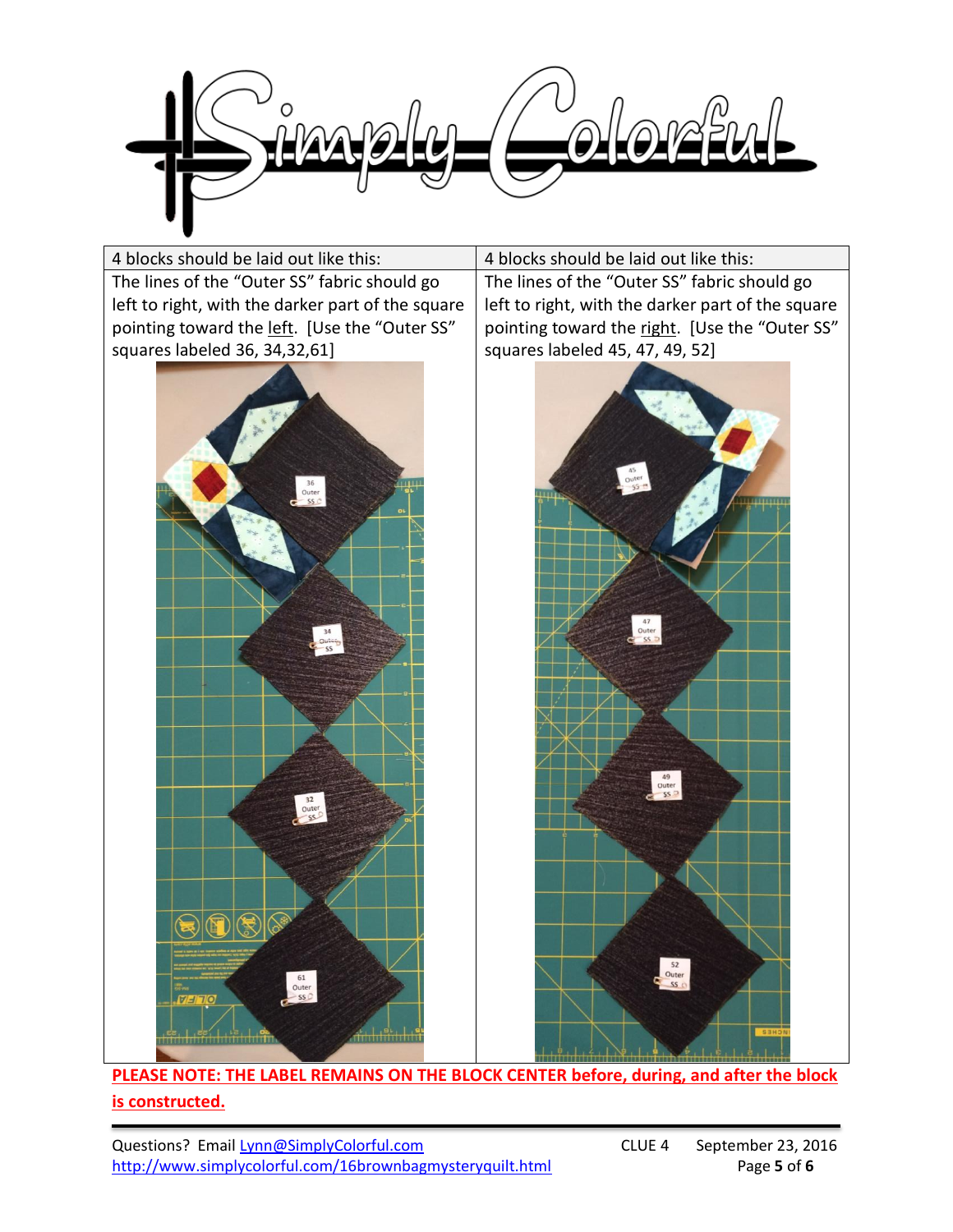| 4 blocks should be laid out like this: | 4 blocks should be laid out like this: |
|---|---|
| The lines of the "Outer SS" fabric should go left to right, with the darker part of the square pointing toward the left. [Use the "Outer SS" squares labeled 36, 34,32,61] | The lines of the "Outer SS" fabric should go left to right, with the darker part of the square pointing toward the right. [Use the "Outer SS" squares labeled 45, 47, 49, 52] |

**PLEASE NOTE: THE LABEL REMAINS ON THE BLOCK CENTER before, during, and after the block is constructed.**

Questions? Email Lynn@SimplyColorful.com
http://www.simplycolorful.com/16brownbagmysteryquilt.html

CLUE 4 September 23, 2016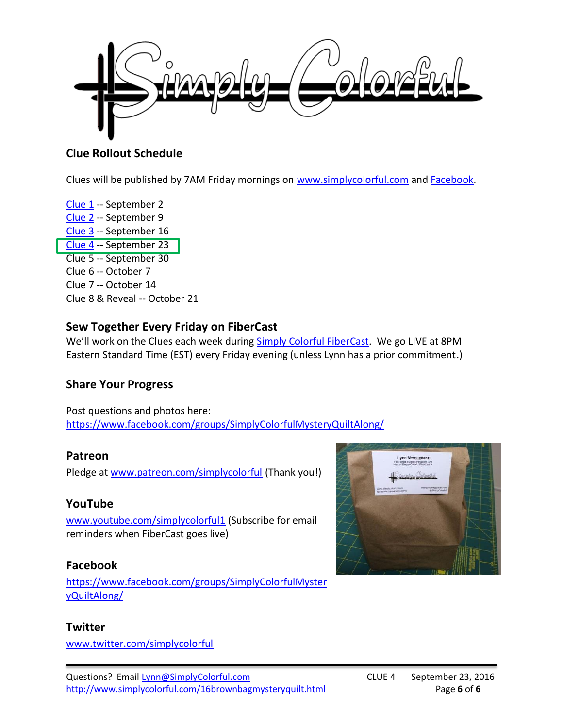## Clue Rollout Schedule

Clues will be published by 7AM Friday mornings on www.simplycolorful.com and Facebook.

Clue 1 -- September 2
Clue 2 -- September 9
Clue 3 -- September 16
Clue 4 -- September 23
Clue 5 -- September 30
Clue 6 -- October 7
Clue 7 -- October 14
Clue 8 & Reveal -- October 21

## Sew Together Every Friday on FiberCast

We'll work on the Clues each week during Simply Colorful FiberCast. We go LIVE at 8PM Eastern Standard Time (EST) every Friday evening (unless Lynn has a prior commitment.)

## Share Your Progress

Post questions and photos here:
https://www.facebook.com/groups/SimplyColorfulMysteryQuiltAlong/

## Patreon

Pledge at www.patreon.com/simplycolorful (Thank you!)

## YouTube

www.youtube.com/simplycolorful1 (Subscribe for email reminders when FiberCast goes live)

## Facebook

https://www.facebook.com/groups/SimplyColorfulMysteryQuiltAlong/

## Twitter

www.twitter.com/simplycolorful

Questions? Email Lynn@SimplyColorful.com
http://www.simplycolorful.com/16brownbagmysteryquilt.html